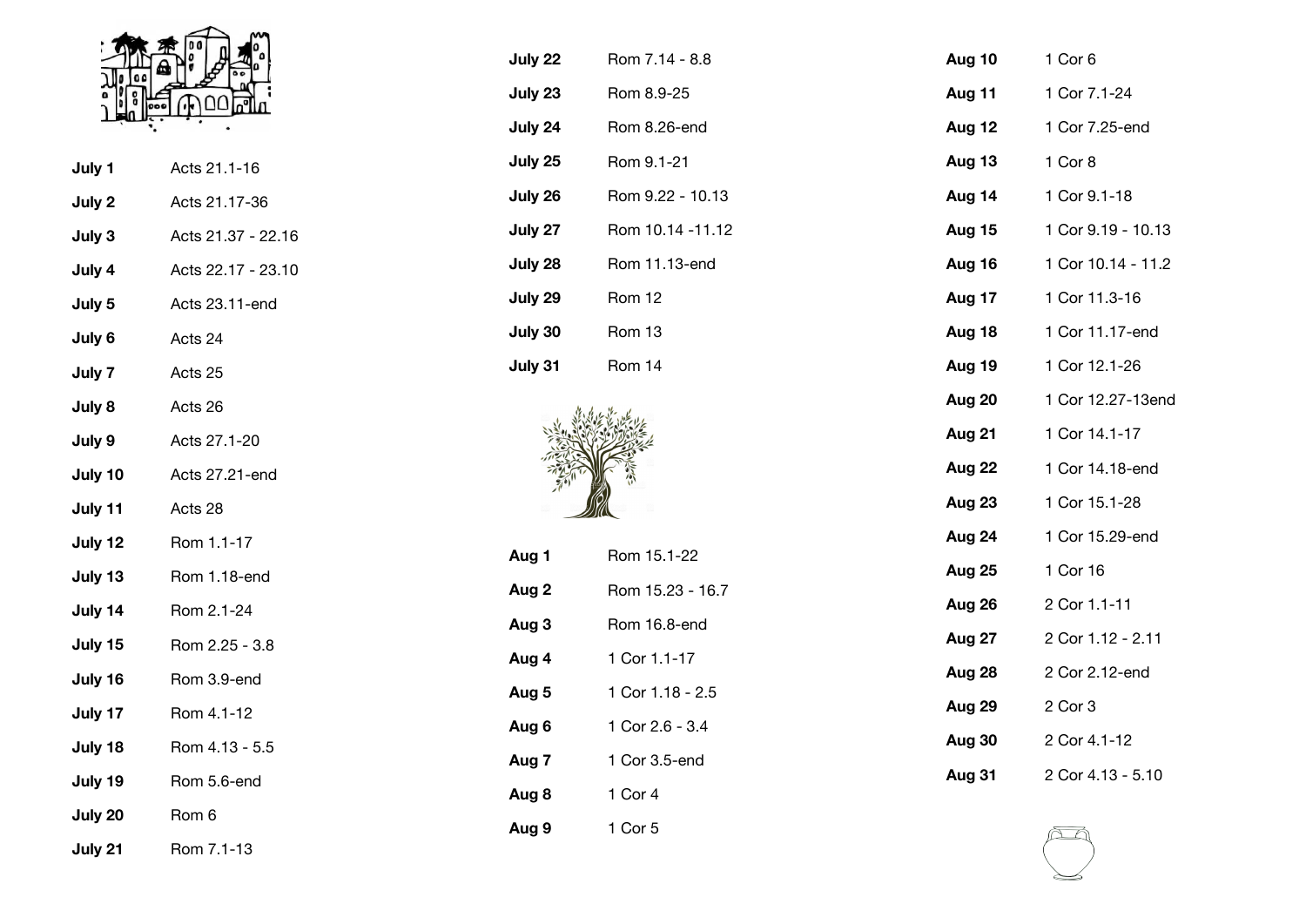| | |
|---|---|
| **July 1** | Acts 21.1-16 |
| **July 2** | Acts 21.17-36 |
| **July 3** | Acts 21.37 - 22.16 |
| **July 4** | Acts 22.17 - 23.10 |
| **July 5** | Acts 23.11-end |
| **July 6** | Acts 24 |
| **July 7** | Acts 25 |
| **July 8** | Acts 26 |
| **July 9** | Acts 27.1-20 |
| **July 10** | Acts 27.21-end |
| **July 11** | Acts 28 |
| **July 12** | Rom 1.1-17 |
| **July 13** | Rom 1.18-end |
| **July 14** | Rom 2.1-24 |
| **July 15** | Rom 2.25 - 3.8 |
| **July 16** | Rom 3.9-end |
| **July 17** | Rom 4.1-12 |
| **July 18** | Rom 4.13 - 5.5 |
| **July 19** | Rom 5.6-end |
| **July 20** | Rom 6 |
| **July 21** | Rom 7.1-13 |
| **July 22** | Rom 7.14 - 8.8 |
| **July 23** | Rom 8.9-25 |
| **July 24** | Rom 8.26-end |
| **July 25** | Rom 9.1-21 |
| **July 26** | Rom 9.22 - 10.13 |
| **July 27** | Rom 10.14 -11.12 |
| **July 28** | Rom 11.13-end |
| **July 29** | Rom 12 |
| **July 30** | Rom 13 |
| **July 31** | Rom 14 |
| **Aug 1** | Rom 15.1-22 |
| **Aug 2** | Rom 15.23 - 16.7 |
| **Aug 3** | Rom 16.8-end |
| **Aug 4** | 1 Cor 1.1-17 |
| **Aug 5** | 1 Cor 1.18 - 2.5 |
| **Aug 6** | 1 Cor 2.6 - 3.4 |
| **Aug 7** | 1 Cor 3.5-end |
| **Aug 8** | 1 Cor 4 |
| **Aug 9** | 1 Cor 5 |
| **Aug 10** | 1 Cor 6 |
| **Aug 11** | 1 Cor 7.1-24 |
| **Aug 12** | 1 Cor 7.25-end |
| **Aug 13** | 1 Cor 8 |
| **Aug 14** | 1 Cor 9.1-18 |
| **Aug 15** | 1 Cor 9.19 - 10.13 |
| **Aug 16** | 1 Cor 10.14 - 11.2 |
| **Aug 17** | 1 Cor 11.3-16 |
| **Aug 18** | 1 Cor 11.17-end |
| **Aug 19** | 1 Cor 12.1-26 |
| **Aug 20** | 1 Cor 12.27-13end |
| **Aug 21** | 1 Cor 14.1-17 |
| **Aug 22** | 1 Cor 14.18-end |
| **Aug 23** | 1 Cor 15.1-28 |
| **Aug 24** | 1 Cor 15.29-end |
| **Aug 25** | 1 Cor 16 |
| **Aug 26** | 2 Cor 1.1-11 |
| **Aug 27** | 2 Cor 1.12 - 2.11 |
| **Aug 28** | 2 Cor 2.12-end |
| **Aug 29** | 2 Cor 3 |
| **Aug 30** | 2 Cor 4.1-12 |
| **Aug 31** | 2 Cor 4.13 - 5.10 |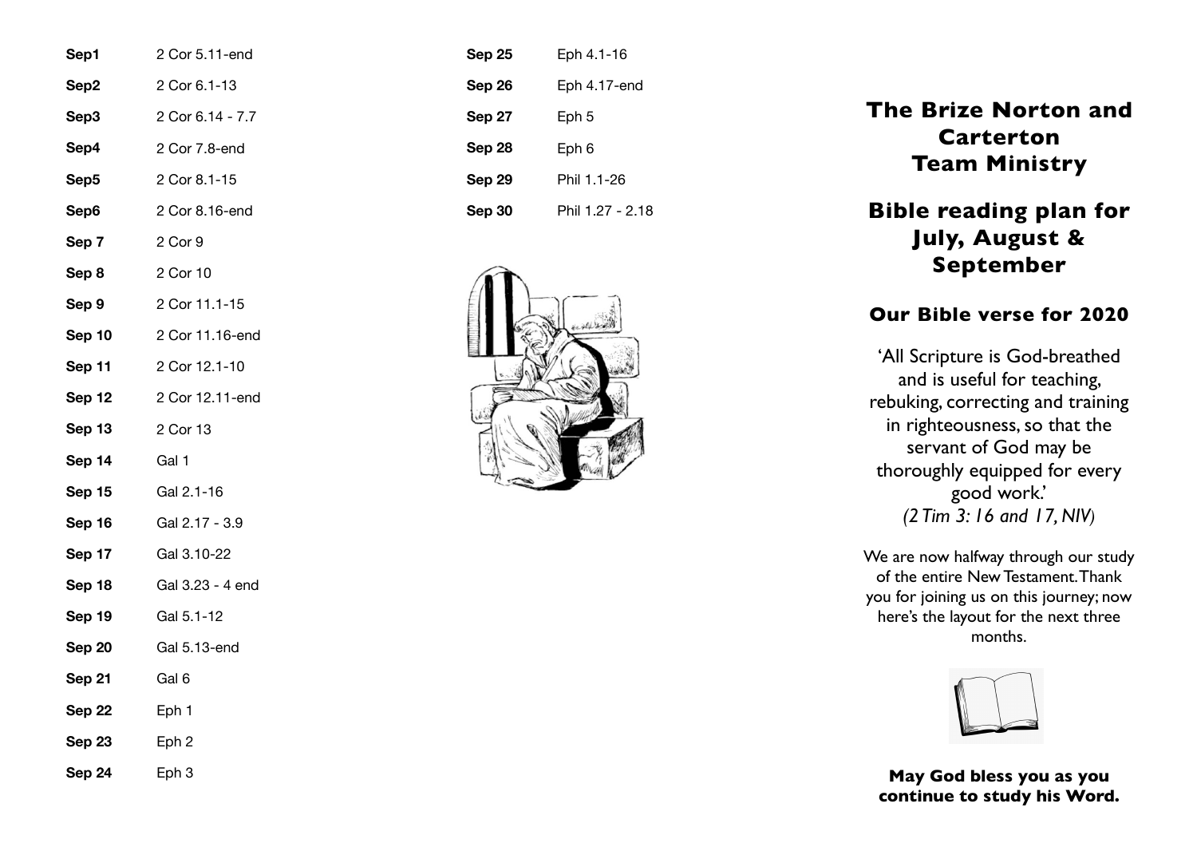| | |
|---|---|
| **Sep1** | 2 Cor 5.11-end |
| **Sep2** | 2 Cor 6.1-13 |
| **Sep3** | 2 Cor 6.14 - 7.7 |
| **Sep4** | 2 Cor 7.8-end |
| **Sep5** | 2 Cor 8.1-15 |
| **Sep6** | 2 Cor 8.16-end |
| **Sep 7** | 2 Cor 9 |
| **Sep 8** | 2 Cor 10 |
| **Sep 9** | 2 Cor 11.1-15 |
| **Sep 10** | 2 Cor 11.16-end |
| **Sep 11** | 2 Cor 12.1-10 |
| **Sep 12** | 2 Cor 12.11-end |
| **Sep 13** | 2 Cor 13 |
| **Sep 14** | Gal 1 |
| **Sep 15** | Gal 2.1-16 |
| **Sep 16** | Gal 2.17 - 3.9 |
| **Sep 17** | Gal 3.10-22 |
| **Sep 18** | Gal 3.23 - 4 end |
| **Sep 19** | Gal 5.1-12 |
| **Sep 20** | Gal 5.13-end |
| **Sep 21** | Gal 6 |
| **Sep 22** | Eph 1 |
| **Sep 23** | Eph 2 |
| **Sep 24** | Eph 3 |
| **Sep 25** | Eph 4.1-16 |
| **Sep 26** | Eph 4.17-end |
| **Sep 27** | Eph 5 |
| **Sep 28** | Eph 6 |
| **Sep 29** | Phil 1.1-26 |
| **Sep 30** | Phil 1.27 - 2.18 |

# The Brize Norton and Carterton Team Ministry

# Bible reading plan for July, August & September

## Our Bible verse for 2020

'All Scripture is God-breathed and is useful for teaching, rebuking, correcting and training in righteousness, so that the servant of God may be thoroughly equipped for every good work.'
*(2 Tim 3: 16 and 17, NIV)*

We are now halfway through our study of the entire New Testament. Thank you for joining us on this journey; now here's the layout for the next three months.

**May God bless you as you continue to study his Word.**